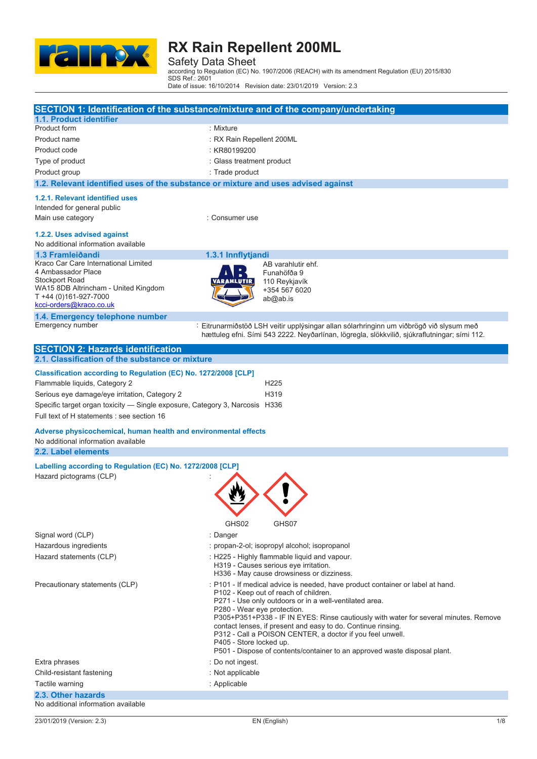# RX Rain Repellent 200ML

Safety Data Sheet

according to Regulation (EC) No. 1907/2006 (REACH) with its amendment Regulation (EU) 2015/830
SDS Ref.: 2601
Date of issue: 16/10/2014 Revision date: 23/01/2019 Version: 2.3

## SECTION 1: Identification of the substance/mixture and of the company/undertaking

### 1.1. Product identifier

| | |
|---|---|
| Product form | : Mixture |
| Product name | : RX Rain Repellent 200ML |
| Product code | : KR80199200 |
| Type of product | : Glass treatment product |
| Product group | : Trade product |

### 1.2. Relevant identified uses of the substance or mixture and uses advised against

#### 1.2.1. Relevant identified uses

Intended for general public

| | |
|---|---|
| Main use category | : Consumer use |

#### 1.2.2. Uses advised against

No additional information available

### 1.3 Framleiðandi

Kraco Car Care International Limited
4 Ambassador Place
Stockport Road
WA15 8DB Altrincham - United Kingdom
T +44 (0)161-927-7000
kcci-orders@kraco.co.uk

### 1.3.1 Innflytjandi

AB varahlutir ehf.
Funahöfða 9
110 Reykjavík
+354 567 6020
ab@ab.is

### 1.4. Emergency telephone number

| | |
|---|---|
| Emergency number | : Eitrunarmiðstöð LSH veitir upplýsingar allan sólarhringinn um viðbrögð við slysum með hættuleg efni. Sími 543 2222. Neyðarlínan, lögregla, slökkvilið, sjúkraflutningar; sími 112. |

## SECTION 2: Hazards identification

### 2.1. Classification of the substance or mixture

**Classification according to Regulation (EC) No. 1272/2008 [CLP]**

| | |
|---|---|
| Flammable liquids, Category 2 | H225 |
| Serious eye damage/eye irritation, Category 2 | H319 |
| Specific target organ toxicity — Single exposure, Category 3, Narcosis | H336 |

Full text of H statements : see section 16

**Adverse physicochemical, human health and environmental effects**

No additional information available

### 2.2. Label elements

**Labelling according to Regulation (EC) No. 1272/2008 [CLP]**

Hazard pictograms (CLP) :

GHS02 GHS07

| | |
|---|---|
| Signal word (CLP) | : Danger |
| Hazardous ingredients | : propan-2-ol; isopropyl alcohol; isopropanol |
| Hazard statements (CLP) | : H225 - Highly flammable liquid and vapour.<br>H319 - Causes serious eye irritation.<br>H336 - May cause drowsiness or dizziness. |
| Precautionary statements (CLP) | : P101 - If medical advice is needed, have product container or label at hand.<br>P102 - Keep out of reach of children.<br>P271 - Use only outdoors or in a well-ventilated area.<br>P280 - Wear eye protection.<br>P305+P351+P338 - IF IN EYES: Rinse cautiously with water for several minutes. Remove contact lenses, if present and easy to do. Continue rinsing.<br>P312 - Call a POISON CENTER, a doctor if you feel unwell.<br>P405 - Store locked up.<br>P501 - Dispose of contents/container to an approved waste disposal plant. |
| Extra phrases | : Do not ingest. |
| Child-resistant fastening | : Not applicable |
| Tactile warning | : Applicable |

### 2.3. Other hazards

No additional information available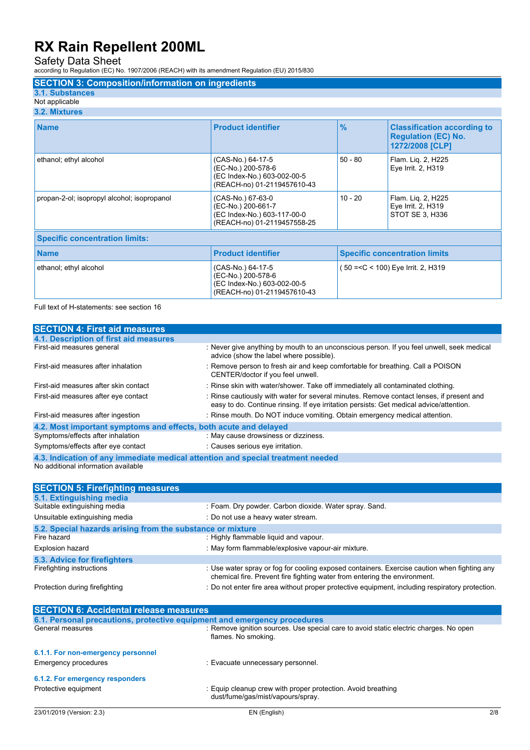## SECTION 3: Composition/information on ingredients

### 3.1. Substances

Not applicable

### 3.2. Mixtures

| Name | Product identifier | % | Classification according to Regulation (EC) No. 1272/2008 [CLP] |
|---|---|---|---|
| ethanol; ethyl alcohol | (CAS-No.) 64-17-5<br>(EC-No.) 200-578-6<br>(EC Index-No.) 603-002-00-5<br>(REACH-no) 01-2119457610-43 | 50 - 80 | Flam. Liq. 2, H225<br>Eye Irrit. 2, H319 |
| propan-2-ol; isopropyl alcohol; isopropanol | (CAS-No.) 67-63-0<br>(EC-No.) 200-661-7<br>(EC Index-No.) 603-117-00-0<br>(REACH-no) 01-2119457558-25 | 10 - 20 | Flam. Liq. 2, H225<br>Eye Irrit. 2, H319<br>STOT SE 3, H336 |

**Specific concentration limits:**

| Name | Product identifier | Specific concentration limits |
|---|---|---|
| ethanol; ethyl alcohol | (CAS-No.) 64-17-5<br>(EC-No.) 200-578-6<br>(EC Index-No.) 603-002-00-5<br>(REACH-no) 01-2119457610-43 | ( 50 =<C < 100) Eye Irrit. 2, H319 |

Full text of H-statements: see section 16

## SECTION 4: First aid measures

### 4.1. Description of first aid measures

- First-aid measures general : Never give anything by mouth to an unconscious person. If you feel unwell, seek medical advice (show the label where possible).
- First-aid measures after inhalation : Remove person to fresh air and keep comfortable for breathing. Call a POISON CENTER/doctor if you feel unwell.
- First-aid measures after skin contact : Rinse skin with water/shower. Take off immediately all contaminated clothing.
- First-aid measures after eye contact : Rinse cautiously with water for several minutes. Remove contact lenses, if present and easy to do. Continue rinsing. If eye irritation persists: Get medical advice/attention.
- First-aid measures after ingestion : Rinse mouth. Do NOT induce vomiting. Obtain emergency medical attention.

### 4.2. Most important symptoms and effects, both acute and delayed

- Symptoms/effects after inhalation : May cause drowsiness or dizziness.
- Symptoms/effects after eye contact : Causes serious eye irritation.

### 4.3. Indication of any immediate medical attention and special treatment needed

No additional information available

## SECTION 5: Firefighting measures

### 5.1. Extinguishing media

- Suitable extinguishing media : Foam. Dry powder. Carbon dioxide. Water spray. Sand.
- Unsuitable extinguishing media : Do not use a heavy water stream.

### 5.2. Special hazards arising from the substance or mixture

- Fire hazard : Highly flammable liquid and vapour.
- Explosion hazard : May form flammable/explosive vapour-air mixture.

### 5.3. Advice for firefighters

- Firefighting instructions : Use water spray or fog for cooling exposed containers. Exercise caution when fighting any chemical fire. Prevent fire fighting water from entering the environment.
- Protection during firefighting : Do not enter fire area without proper protective equipment, including respiratory protection.

## SECTION 6: Accidental release measures

### 6.1. Personal precautions, protective equipment and emergency procedures

- General measures : Remove ignition sources. Use special care to avoid static electric charges. No open flames. No smoking.

#### 6.1.1. For non-emergency personnel

- Emergency procedures : Evacuate unnecessary personnel.

#### 6.1.2. For emergency responders

- Protective equipment : Equip cleanup crew with proper protection. Avoid breathing dust/fume/gas/mist/vapours/spray.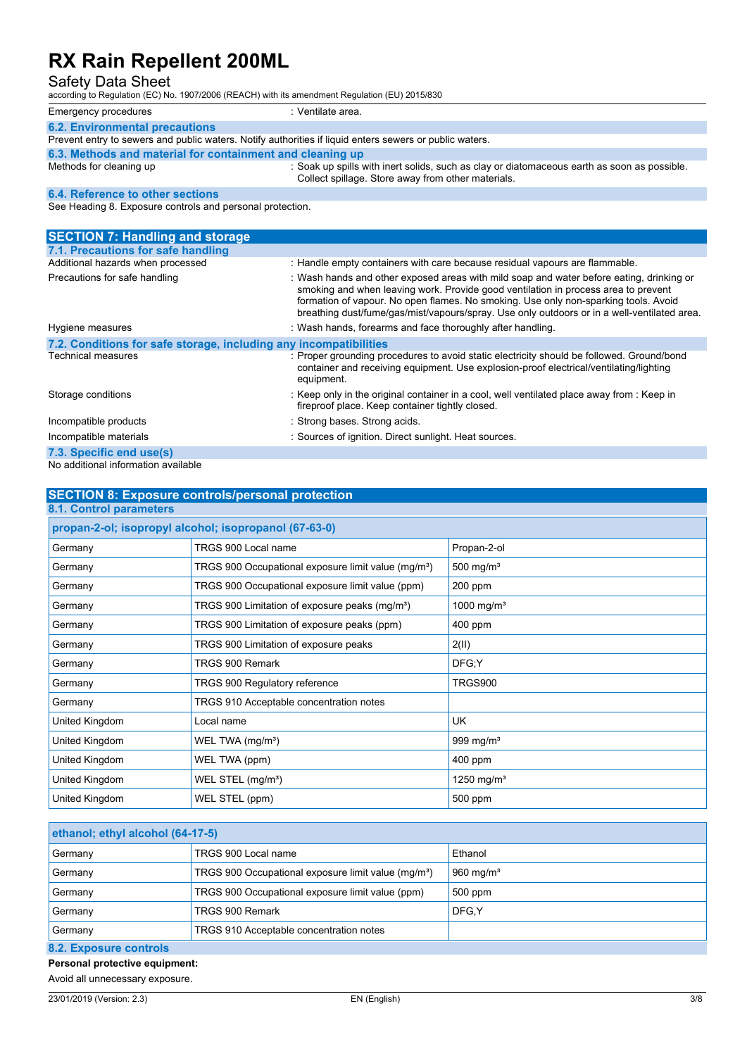| | |
|---|---|
| Emergency procedures | : Ventilate area. |

### 6.2. Environmental precautions

Prevent entry to sewers and public waters. Notify authorities if liquid enters sewers or public waters.

### 6.3. Methods and material for containment and cleaning up

| | |
|---|---|
| Methods for cleaning up | : Soak up spills with inert solids, such as clay or diatomaceous earth as soon as possible. Collect spillage. Store away from other materials. |

### 6.4. Reference to other sections

See Heading 8. Exposure controls and personal protection.

## SECTION 7: Handling and storage

### 7.1. Precautions for safe handling

| | |
|---|---|
| Additional hazards when processed | : Handle empty containers with care because residual vapours are flammable. |
| Precautions for safe handling | : Wash hands and other exposed areas with mild soap and water before eating, drinking or smoking and when leaving work. Provide good ventilation in process area to prevent formation of vapour. No open flames. No smoking. Use only non-sparking tools. Avoid breathing dust/fume/gas/mist/vapours/spray. Use only outdoors or in a well-ventilated area. |
| Hygiene measures | : Wash hands, forearms and face thoroughly after handling. |

### 7.2. Conditions for safe storage, including any incompatibilities

| | |
|---|---|
| Technical measures | : Proper grounding procedures to avoid static electricity should be followed. Ground/bond container and receiving equipment. Use explosion-proof electrical/ventilating/lighting equipment. |
| Storage conditions | : Keep only in the original container in a cool, well ventilated place away from : Keep in fireproof place. Keep container tightly closed. |
| Incompatible products | : Strong bases. Strong acids. |
| Incompatible materials | : Sources of ignition. Direct sunlight. Heat sources. |

### 7.3. Specific end use(s)

No additional information available

## SECTION 8: Exposure controls/personal protection

### 8.1. Control parameters

| propan-2-ol; isopropyl alcohol; isopropanol (67-63-0) | | |
|---|---|---|
| Germany | TRGS 900 Local name | Propan-2-ol |
| Germany | TRGS 900 Occupational exposure limit value (mg/m³) | 500 mg/m³ |
| Germany | TRGS 900 Occupational exposure limit value (ppm) | 200 ppm |
| Germany | TRGS 900 Limitation of exposure peaks (mg/m³) | 1000 mg/m³ |
| Germany | TRGS 900 Limitation of exposure peaks (ppm) | 400 ppm |
| Germany | TRGS 900 Limitation of exposure peaks | 2(II) |
| Germany | TRGS 900 Remark | DFG;Y |
| Germany | TRGS 900 Regulatory reference | TRGS900 |
| Germany | TRGS 910 Acceptable concentration notes | |
| United Kingdom | Local name | UK |
| United Kingdom | WEL TWA (mg/m³) | 999 mg/m³ |
| United Kingdom | WEL TWA (ppm) | 400 ppm |
| United Kingdom | WEL STEL (mg/m³) | 1250 mg/m³ |
| United Kingdom | WEL STEL (ppm) | 500 ppm |

| ethanol; ethyl alcohol (64-17-5) | | |
|---|---|---|
| Germany | TRGS 900 Local name | Ethanol |
| Germany | TRGS 900 Occupational exposure limit value (mg/m³) | 960 mg/m³ |
| Germany | TRGS 900 Occupational exposure limit value (ppm) | 500 ppm |
| Germany | TRGS 900 Remark | DFG,Y |
| Germany | TRGS 910 Acceptable concentration notes | |

### 8.2. Exposure controls

**Personal protective equipment:**

Avoid all unnecessary exposure.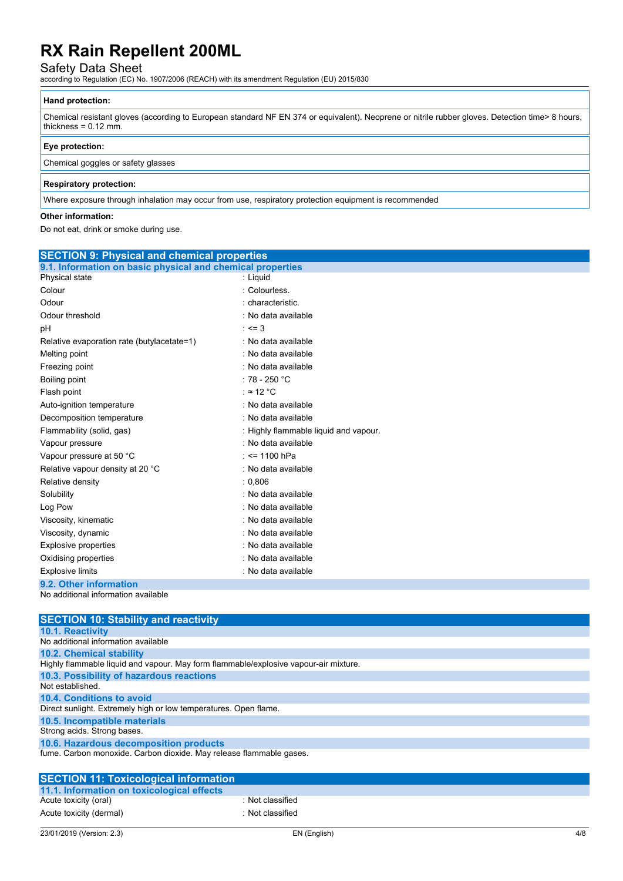| Hand protection: |
| --- |
| Chemical resistant gloves (according to European standard NF EN 374 or equivalent). Neoprene or nitrile rubber gloves. Detection time> 8 hours, thickness = 0.12 mm. |

| Eye protection: |
| --- |
| Chemical goggles or safety glasses |

| Respiratory protection: |
| --- |
| Where exposure through inhalation may occur from use, respiratory protection equipment is recommended |

**Other information:**

Do not eat, drink or smoke during use.

## SECTION 9: Physical and chemical properties

### 9.1. Information on basic physical and chemical properties

| | |
| --- | --- |
| Physical state | : Liquid |
| Colour | : Colourless. |
| Odour | : characteristic. |
| Odour threshold | : No data available |
| pH | : <= 3 |
| Relative evaporation rate (butylacetate=1) | : No data available |
| Melting point | : No data available |
| Freezing point | : No data available |
| Boiling point | : 78 - 250 °C |
| Flash point | : ≈ 12 °C |
| Auto-ignition temperature | : No data available |
| Decomposition temperature | : No data available |
| Flammability (solid, gas) | : Highly flammable liquid and vapour. |
| Vapour pressure | : No data available |
| Vapour pressure at 50 °C | : <= 1100 hPa |
| Relative vapour density at 20 °C | : No data available |
| Relative density | : 0,806 |
| Solubility | : No data available |
| Log Pow | : No data available |
| Viscosity, kinematic | : No data available |
| Viscosity, dynamic | : No data available |
| Explosive properties | : No data available |
| Oxidising properties | : No data available |
| Explosive limits | : No data available |

### 9.2. Other information

No additional information available

## SECTION 10: Stability and reactivity

### 10.1. Reactivity

No additional information available

### 10.2. Chemical stability

Highly flammable liquid and vapour. May form flammable/explosive vapour-air mixture.

### 10.3. Possibility of hazardous reactions

Not established.

### 10.4. Conditions to avoid

Direct sunlight. Extremely high or low temperatures. Open flame.

### 10.5. Incompatible materials

Strong acids. Strong bases.

### 10.6. Hazardous decomposition products

fume. Carbon monoxide. Carbon dioxide. May release flammable gases.

## SECTION 11: Toxicological information

### 11.1. Information on toxicological effects

| | |
| --- | --- |
| Acute toxicity (oral) | : Not classified |
| Acute toxicity (dermal) | : Not classified |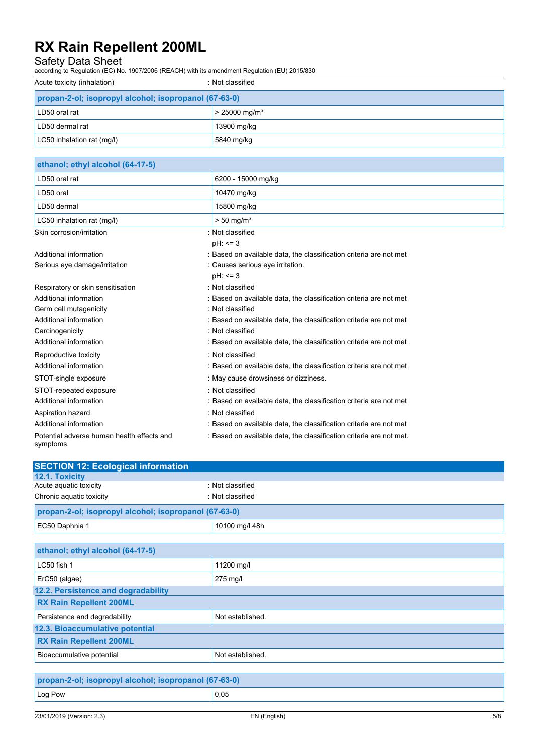| | |
|---|---|
| Acute toxicity (inhalation) | : Not classified |

| propan-2-ol; isopropyl alcohol; isopropanol (67-63-0) | |
|---|---|
| LD50 oral rat | > 25000 mg/m³ |
| LD50 dermal rat | 13900 mg/kg |
| LC50 inhalation rat (mg/l) | 5840 mg/kg |

| ethanol; ethyl alcohol (64-17-5) | |
|---|---|
| LD50 oral rat | 6200 - 15000 mg/kg |
| LD50 oral | 10470 mg/kg |
| LD50 dermal | 15800 mg/kg |
| LC50 inhalation rat (mg/l) | > 50 mg/m³ |

| | |
|---|---|
| Skin corrosion/irritation | : Not classified<br>pH: <= 3 |
| Additional information | : Based on available data, the classification criteria are not met |
| Serious eye damage/irritation | : Causes serious eye irritation.<br>pH: <= 3 |
| Respiratory or skin sensitisation | : Not classified |
| Additional information | : Based on available data, the classification criteria are not met |
| Germ cell mutagenicity | : Not classified |
| Additional information | : Based on available data, the classification criteria are not met |
| Carcinogenicity | : Not classified |
| Additional information | : Based on available data, the classification criteria are not met |
| Reproductive toxicity | : Not classified |
| Additional information | : Based on available data, the classification criteria are not met |
| STOT-single exposure | : May cause drowsiness or dizziness. |
| STOT-repeated exposure | : Not classified |
| Additional information | : Based on available data, the classification criteria are not met |
| Aspiration hazard | : Not classified |
| Additional information | : Based on available data, the classification criteria are not met |
| Potential adverse human health effects and symptoms | : Based on available data, the classification criteria are not met. |

## SECTION 12: Ecological information

### 12.1. Toxicity

| | |
|---|---|
| Acute aquatic toxicity | : Not classified |
| Chronic aquatic toxicity | : Not classified |

| propan-2-ol; isopropyl alcohol; isopropanol (67-63-0) | |
|---|---|
| EC50 Daphnia 1 | 10100 mg/l 48h |

| ethanol; ethyl alcohol (64-17-5) | |
|---|---|
| LC50 fish 1 | 11200 mg/l |
| ErC50 (algae) | 275 mg/l |

### 12.2. Persistence and degradability

| RX Rain Repellent 200ML | |
|---|---|
| Persistence and degradability | Not established. |

### 12.3. Bioaccumulative potential

| RX Rain Repellent 200ML | |
|---|---|
| Bioaccumulative potential | Not established. |

| propan-2-ol; isopropyl alcohol; isopropanol (67-63-0) | |
|---|---|
| Log Pow | 0,05 |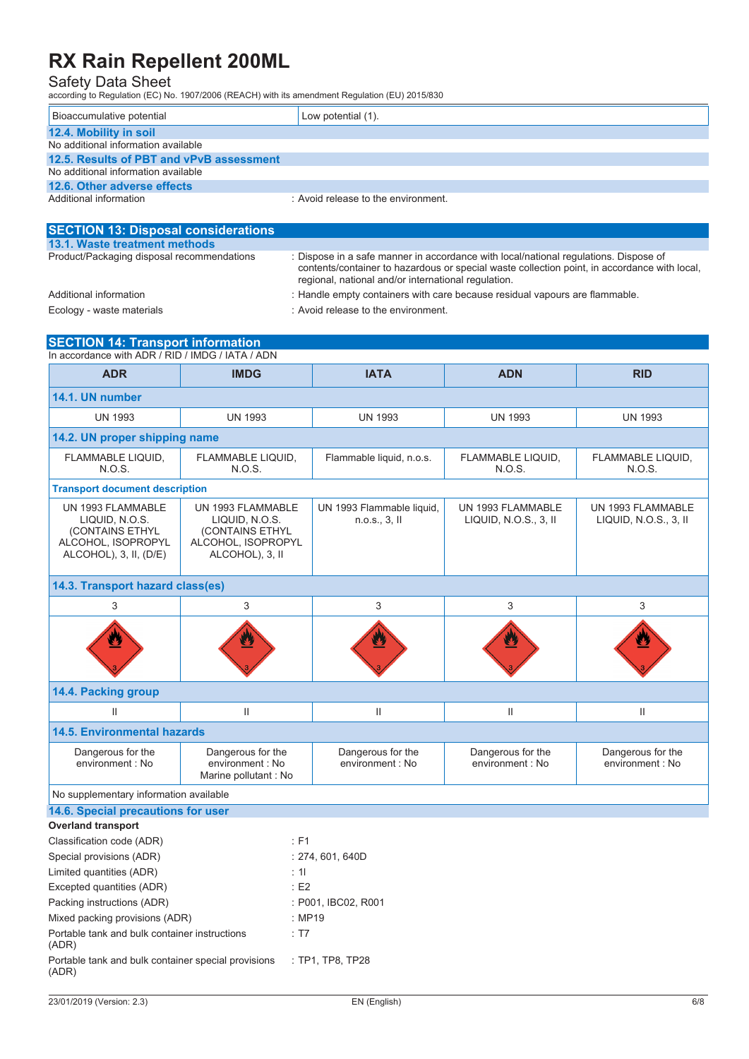| Bioaccumulative potential | Low potential (1). |
| --- | --- |

### 12.4. Mobility in soil

No additional information available

### 12.5. Results of PBT and vPvB assessment

No additional information available

### 12.6. Other adverse effects

Additional information : Avoid release to the environment.

## SECTION 13: Disposal considerations

### 13.1. Waste treatment methods

Product/Packaging disposal recommendations : Dispose in a safe manner in accordance with local/national regulations. Dispose of contents/container to hazardous or special waste collection point, in accordance with local, regional, national and/or international regulation.

Additional information : Handle empty containers with care because residual vapours are flammable.

Ecology - waste materials : Avoid release to the environment.

## SECTION 14: Transport information

In accordance with ADR / RID / IMDG / IATA / ADN

| ADR | IMDG | IATA | ADN | RID |
| --- | --- | --- | --- | --- |
| **14.1. UN number** | | | | |
| UN 1993 | UN 1993 | UN 1993 | UN 1993 | UN 1993 |
| **14.2. UN proper shipping name** | | | | |
| FLAMMABLE LIQUID, N.O.S. | FLAMMABLE LIQUID, N.O.S. | Flammable liquid, n.o.s. | FLAMMABLE LIQUID, N.O.S. | FLAMMABLE LIQUID, N.O.S. |
| **Transport document description** | | | | |
| UN 1993 FLAMMABLE LIQUID, N.O.S. (CONTAINS ETHYL ALCOHOL, ISOPROPYL ALCOHOL), 3, II, (D/E) | UN 1993 FLAMMABLE LIQUID, N.O.S. (CONTAINS ETHYL ALCOHOL, ISOPROPYL ALCOHOL), 3, II | UN 1993 Flammable liquid, n.o.s., 3, II | UN 1993 FLAMMABLE LIQUID, N.O.S., 3, II | UN 1993 FLAMMABLE LIQUID, N.O.S., 3, II |
| **14.3. Transport hazard class(es)** | | | | |
| 3 | 3 | 3 | 3 | 3 |
| **14.4. Packing group** | | | | |
| II | II | II | II | II |
| **14.5. Environmental hazards** | | | | |
| Dangerous for the environment : No | Dangerous for the environment : No<br>Marine pollutant : No | Dangerous for the environment : No | Dangerous for the environment : No | Dangerous for the environment : No |

No supplementary information available

### 14.6. Special precautions for user

**Overland transport**

Classification code (ADR) : F1

Special provisions (ADR) : 274, 601, 640D

Limited quantities (ADR) : 1l

Excepted quantities (ADR) : E2

Packing instructions (ADR) : P001, IBC02, R001

Mixed packing provisions (ADR) : MP19

Portable tank and bulk container instructions (ADR) : T7

Portable tank and bulk container special provisions (ADR) : TP1, TP8, TP28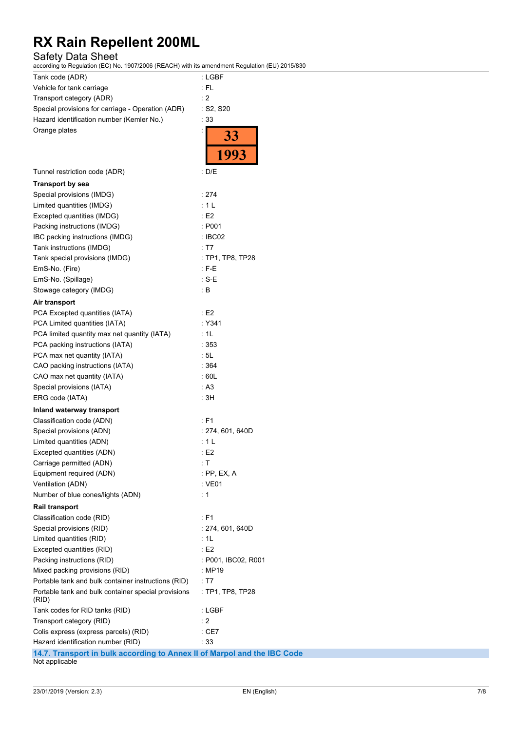# RX Rain Repellent 200ML

Safety Data Sheet

according to Regulation (EC) No. 1907/2006 (REACH) with its amendment Regulation (EU) 2015/830

| | |
|---|---|
| Tank code (ADR) | : LGBF |
| Vehicle for tank carriage | : FL |
| Transport category (ADR) | : 2 |
| Special provisions for carriage - Operation (ADR) | : S2, S20 |
| Hazard identification number (Kemler No.) | : 33 |
| Orange plates | : 33 / 1993 |
| Tunnel restriction code (ADR) | : D/E |

**Transport by sea**

| | |
|---|---|
| Special provisions (IMDG) | : 274 |
| Limited quantities (IMDG) | : 1 L |
| Excepted quantities (IMDG) | : E2 |
| Packing instructions (IMDG) | : P001 |
| IBC packing instructions (IMDG) | : IBC02 |
| Tank instructions (IMDG) | : T7 |
| Tank special provisions (IMDG) | : TP1, TP8, TP28 |
| EmS-No. (Fire) | : F-E |
| EmS-No. (Spillage) | : S-E |
| Stowage category (IMDG) | : B |

**Air transport**

| | |
|---|---|
| PCA Excepted quantities (IATA) | : E2 |
| PCA Limited quantities (IATA) | : Y341 |
| PCA limited quantity max net quantity (IATA) | : 1L |
| PCA packing instructions (IATA) | : 353 |
| PCA max net quantity (IATA) | : 5L |
| CAO packing instructions (IATA) | : 364 |
| CAO max net quantity (IATA) | : 60L |
| Special provisions (IATA) | : A3 |
| ERG code (IATA) | : 3H |

**Inland waterway transport**

| | |
|---|---|
| Classification code (ADN) | : F1 |
| Special provisions (ADN) | : 274, 601, 640D |
| Limited quantities (ADN) | : 1 L |
| Excepted quantities (ADN) | : E2 |
| Carriage permitted (ADN) | : T |
| Equipment required (ADN) | : PP, EX, A |
| Ventilation (ADN) | : VE01 |
| Number of blue cones/lights (ADN) | : 1 |

**Rail transport**

| | |
|---|---|
| Classification code (RID) | : F1 |
| Special provisions (RID) | : 274, 601, 640D |
| Limited quantities (RID) | : 1L |
| Excepted quantities (RID) | : E2 |
| Packing instructions (RID) | : P001, IBC02, R001 |
| Mixed packing provisions (RID) | : MP19 |
| Portable tank and bulk container instructions (RID) | : T7 |
| Portable tank and bulk container special provisions (RID) | : TP1, TP8, TP28 |
| Tank codes for RID tanks (RID) | : LGBF |
| Transport category (RID) | : 2 |
| Colis express (express parcels) (RID) | : CE7 |
| Hazard identification number (RID) | : 33 |

## 14.7. Transport in bulk according to Annex II of Marpol and the IBC Code

Not applicable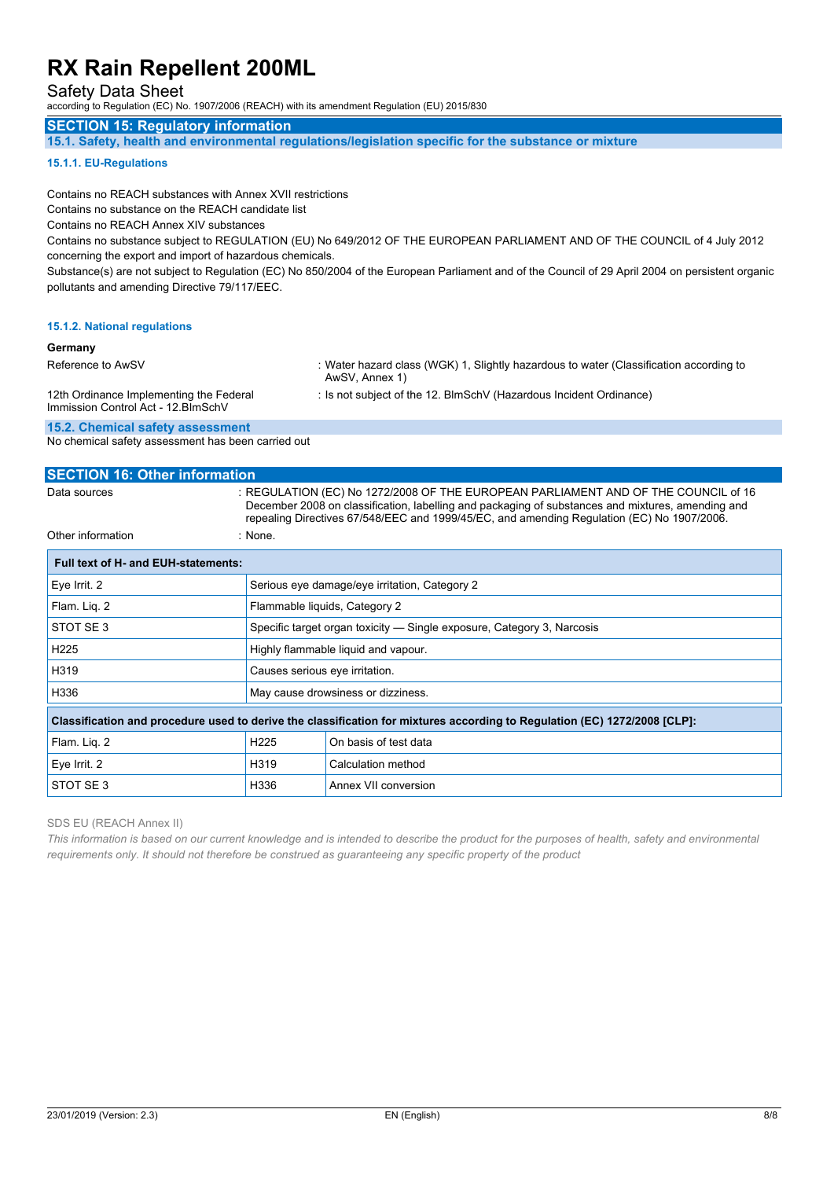## SECTION 15: Regulatory information

### 15.1. Safety, health and environmental regulations/legislation specific for the substance or mixture

#### 15.1.1. EU-Regulations

Contains no REACH substances with Annex XVII restrictions
Contains no substance on the REACH candidate list
Contains no REACH Annex XIV substances
Contains no substance subject to REGULATION (EU) No 649/2012 OF THE EUROPEAN PARLIAMENT AND OF THE COUNCIL of 4 July 2012 concerning the export and import of hazardous chemicals.
Substance(s) are not subject to Regulation (EC) No 850/2004 of the European Parliament and of the Council of 29 April 2004 on persistent organic pollutants and amending Directive 79/117/EEC.

#### 15.1.2. National regulations

**Germany**

Reference to AwSV : Water hazard class (WGK) 1, Slightly hazardous to water (Classification according to AwSV, Annex 1)

12th Ordinance Implementing the Federal Immission Control Act - 12.BImSchV : Is not subject of the 12. BlmSchV (Hazardous Incident Ordinance)

### 15.2. Chemical safety assessment

No chemical safety assessment has been carried out

## SECTION 16: Other information

Data sources : REGULATION (EC) No 1272/2008 OF THE EUROPEAN PARLIAMENT AND OF THE COUNCIL of 16 December 2008 on classification, labelling and packaging of substances and mixtures, amending and repealing Directives 67/548/EEC and 1999/45/EC, and amending Regulation (EC) No 1907/2006.

Other information : None.

| Full text of H- and EUH-statements: | |
|---|---|
| Eye Irrit. 2 | Serious eye damage/eye irritation, Category 2 |
| Flam. Liq. 2 | Flammable liquids, Category 2 |
| STOT SE 3 | Specific target organ toxicity — Single exposure, Category 3, Narcosis |
| H225 | Highly flammable liquid and vapour. |
| H319 | Causes serious eye irritation. |
| H336 | May cause drowsiness or dizziness. |

| Classification and procedure used to derive the classification for mixtures according to Regulation (EC) 1272/2008 [CLP]: | | |
|---|---|---|
| Flam. Liq. 2 | H225 | On basis of test data |
| Eye Irrit. 2 | H319 | Calculation method |
| STOT SE 3 | H336 | Annex VII conversion |

SDS EU (REACH Annex II)

*This information is based on our current knowledge and is intended to describe the product for the purposes of health, safety and environmental requirements only. It should not therefore be construed as guaranteeing any specific property of the product*